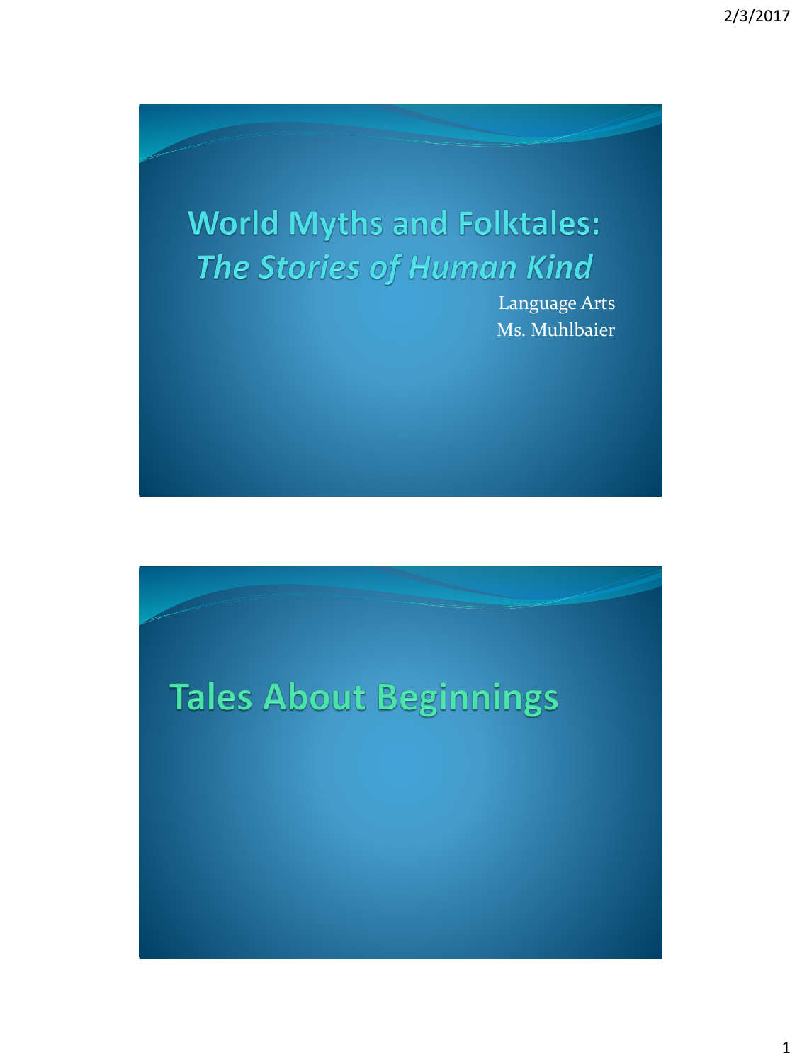# World Myths and Folktales:
## *The Stories of Human Kind*

Language Arts
Ms. Muhlbaier

# Tales About Beginnings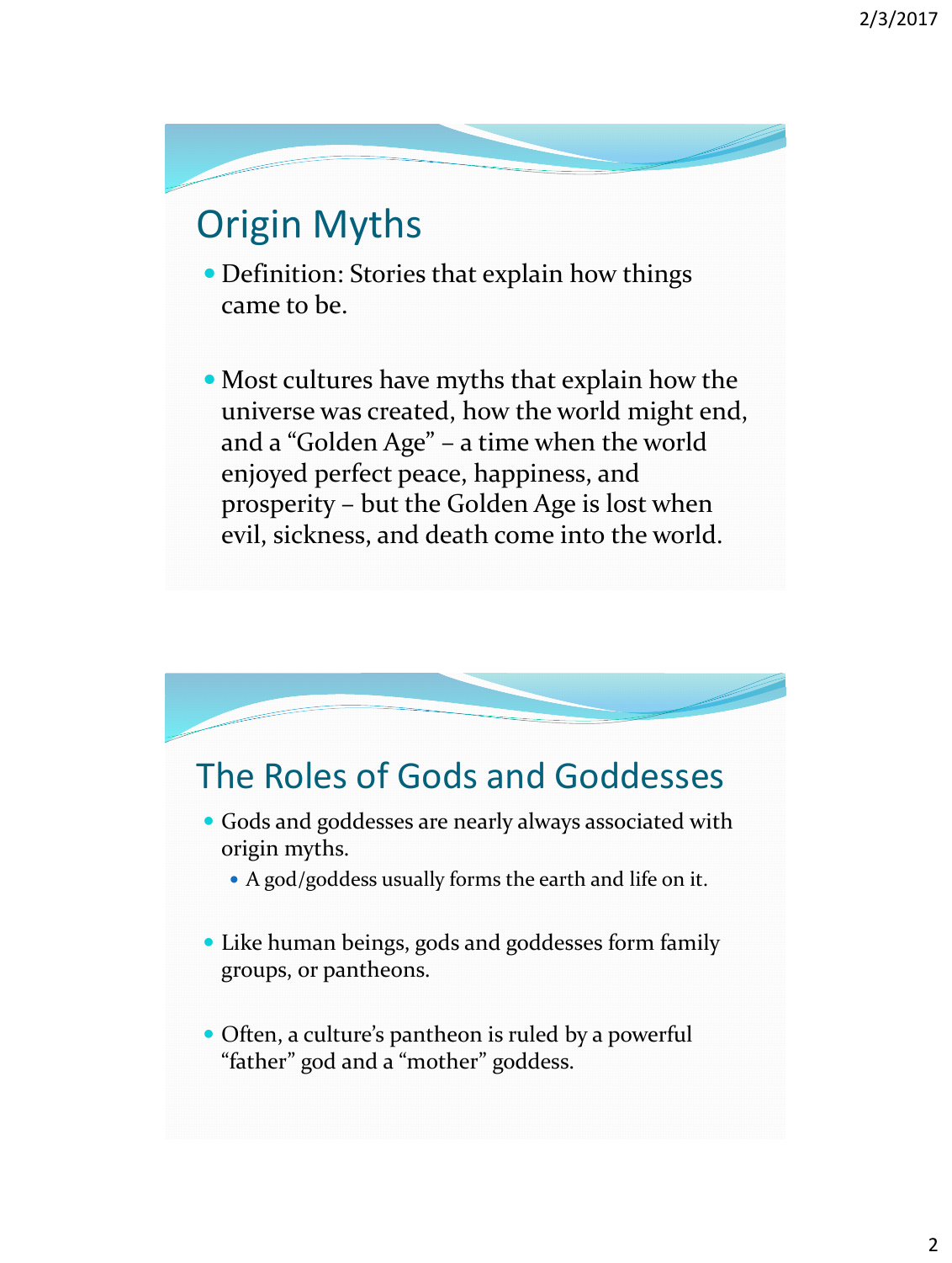## Origin Myths

- Definition: Stories that explain how things came to be.

- Most cultures have myths that explain how the universe was created, how the world might end, and a "Golden Age" – a time when the world enjoyed perfect peace, happiness, and prosperity – but the Golden Age is lost when evil, sickness, and death come into the world.

## The Roles of Gods and Goddesses

- Gods and goddesses are nearly always associated with origin myths.
  - A god/goddess usually forms the earth and life on it.

- Like human beings, gods and goddesses form family groups, or pantheons.

- Often, a culture's pantheon is ruled by a powerful "father" god and a "mother" goddess.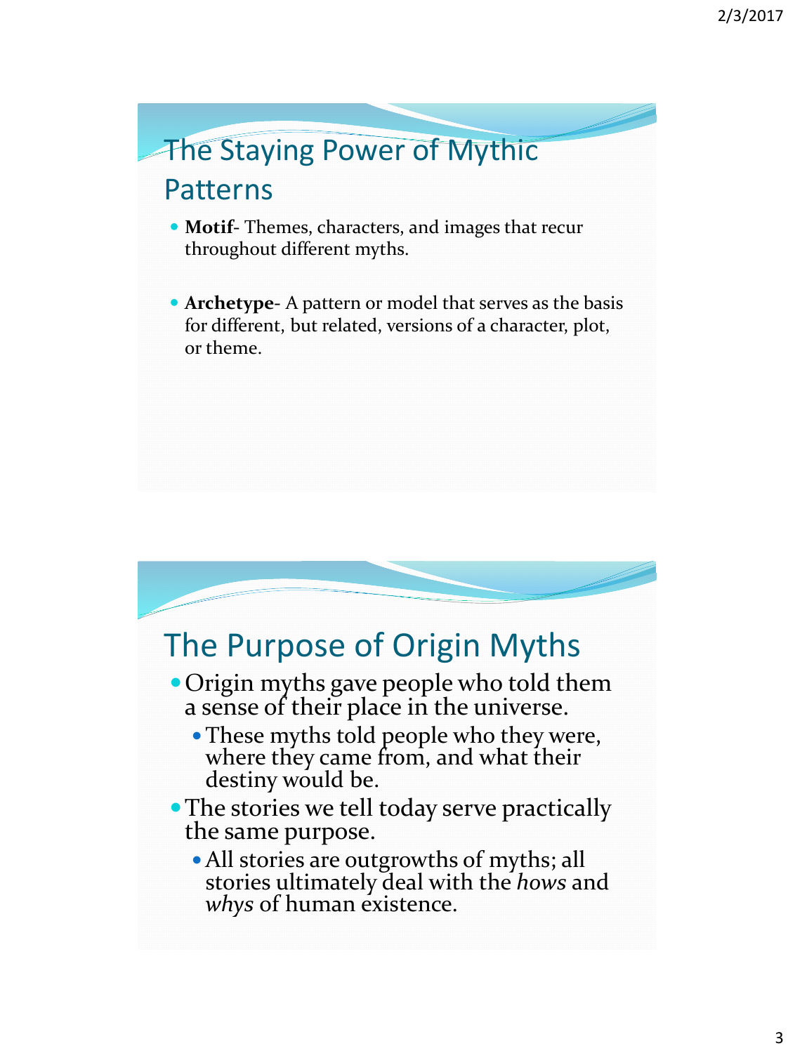## The Staying Power of Mythic Patterns

- **Motif**- Themes, characters, and images that recur throughout different myths.
- **Archetype**- A pattern or model that serves as the basis for different, but related, versions of a character, plot, or theme.

## The Purpose of Origin Myths

- Origin myths gave people who told them a sense of their place in the universe.
  - These myths told people who they were, where they came from, and what their destiny would be.
- The stories we tell today serve practically the same purpose.
  - All stories are outgrowths of myths; all stories ultimately deal with the *hows* and *whys* of human existence.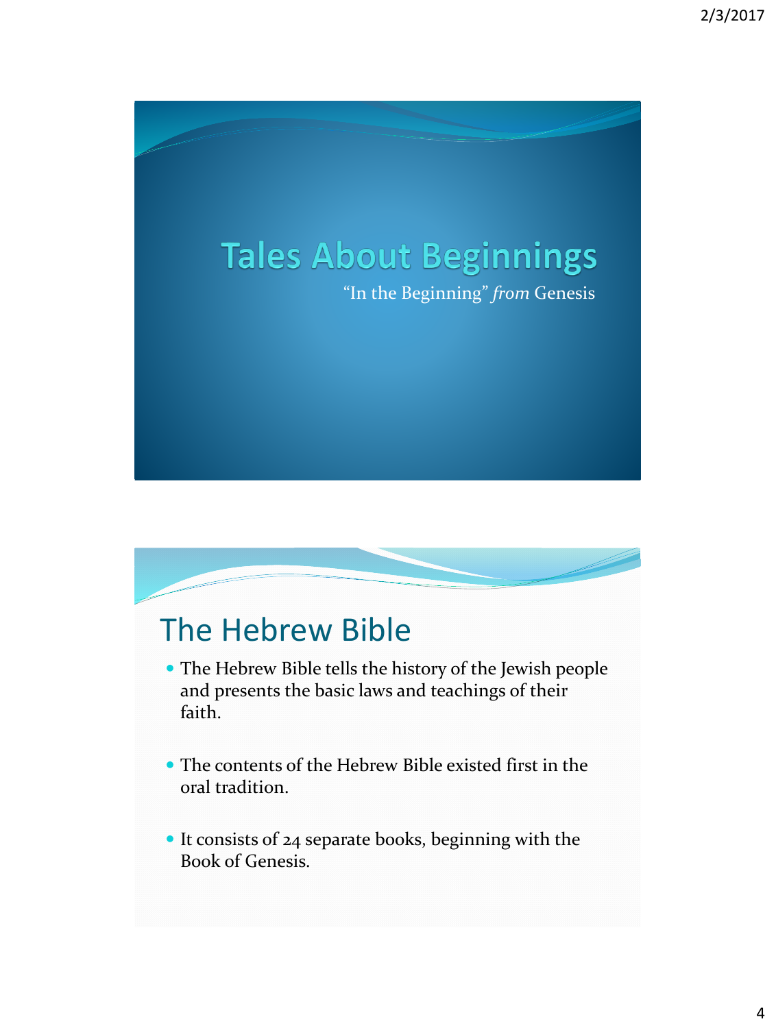# Tales About Beginnings

"In the Beginning" *from* Genesis

## The Hebrew Bible

- The Hebrew Bible tells the history of the Jewish people and presents the basic laws and teachings of their faith.
- The contents of the Hebrew Bible existed first in the oral tradition.
- It consists of 24 separate books, beginning with the Book of Genesis.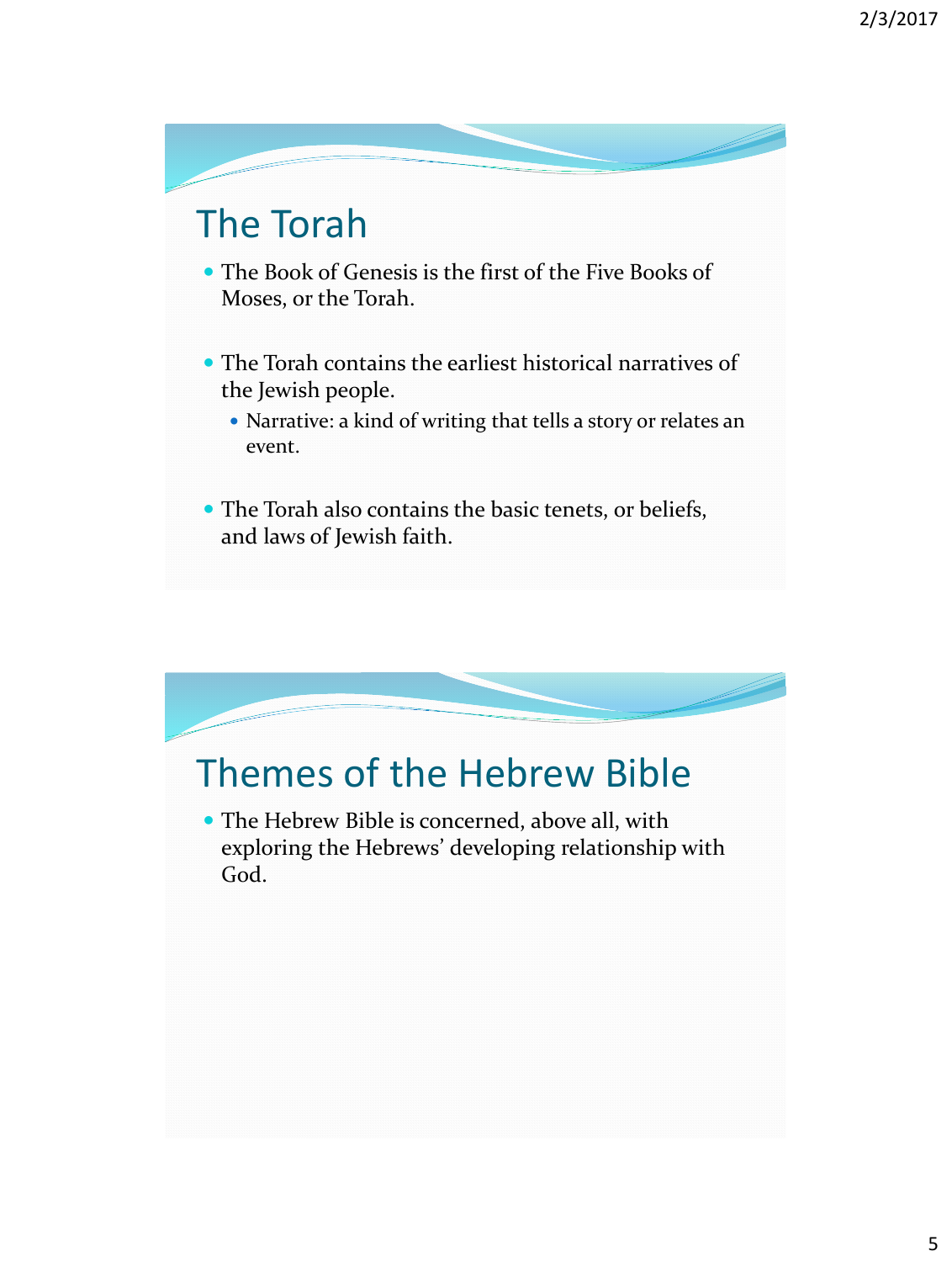## The Torah

- The Book of Genesis is the first of the Five Books of Moses, or the Torah.
- The Torah contains the earliest historical narratives of the Jewish people.
  - Narrative: a kind of writing that tells a story or relates an event.
- The Torah also contains the basic tenets, or beliefs, and laws of Jewish faith.

## Themes of the Hebrew Bible

- The Hebrew Bible is concerned, above all, with exploring the Hebrews' developing relationship with God.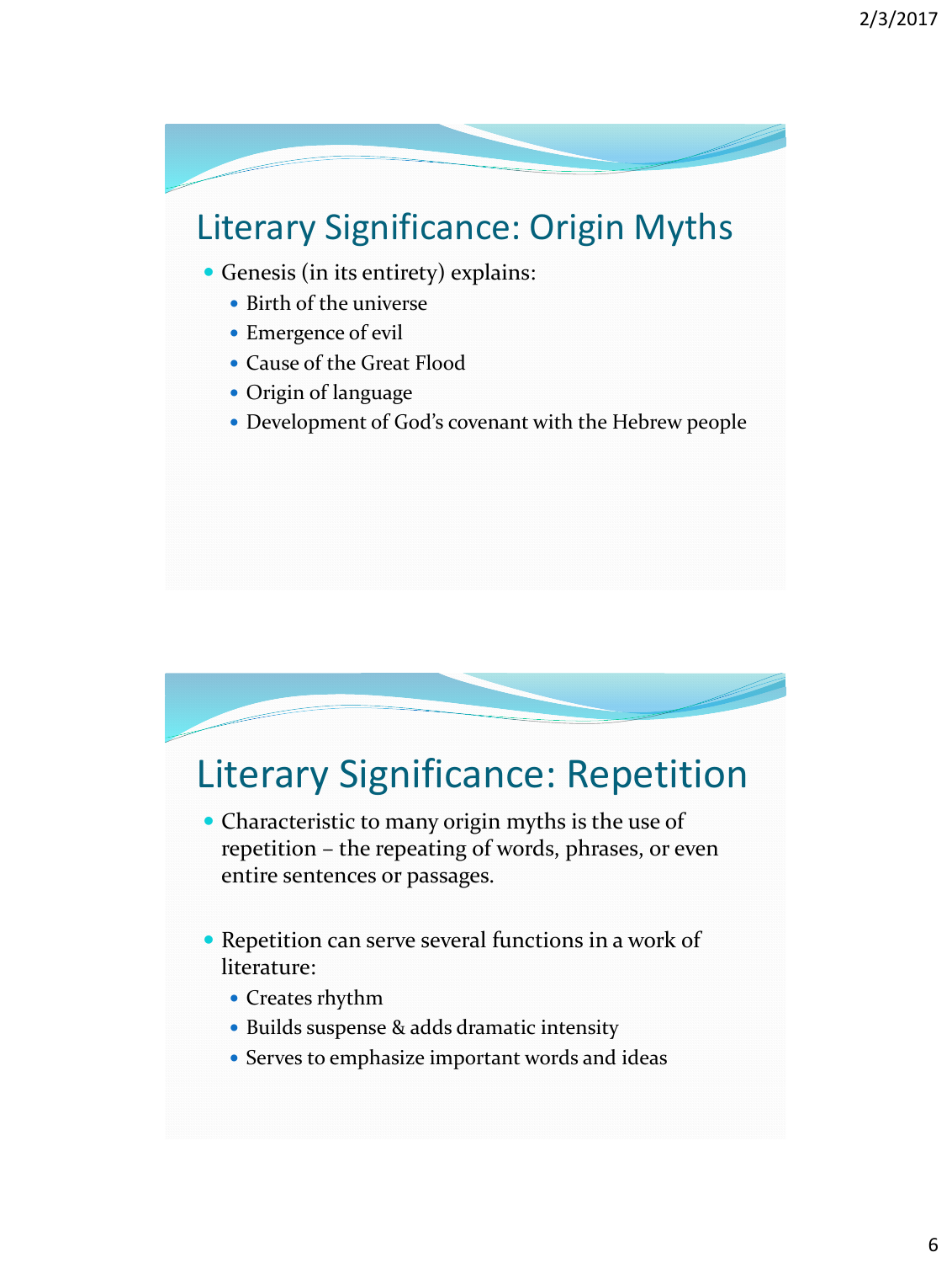## Literary Significance: Origin Myths

- Genesis (in its entirety) explains:
  - Birth of the universe
  - Emergence of evil
  - Cause of the Great Flood
  - Origin of language
  - Development of God's covenant with the Hebrew people

## Literary Significance: Repetition

- Characteristic to many origin myths is the use of repetition – the repeating of words, phrases, or even entire sentences or passages.

- Repetition can serve several functions in a work of literature:
  - Creates rhythm
  - Builds suspense & adds dramatic intensity
  - Serves to emphasize important words and ideas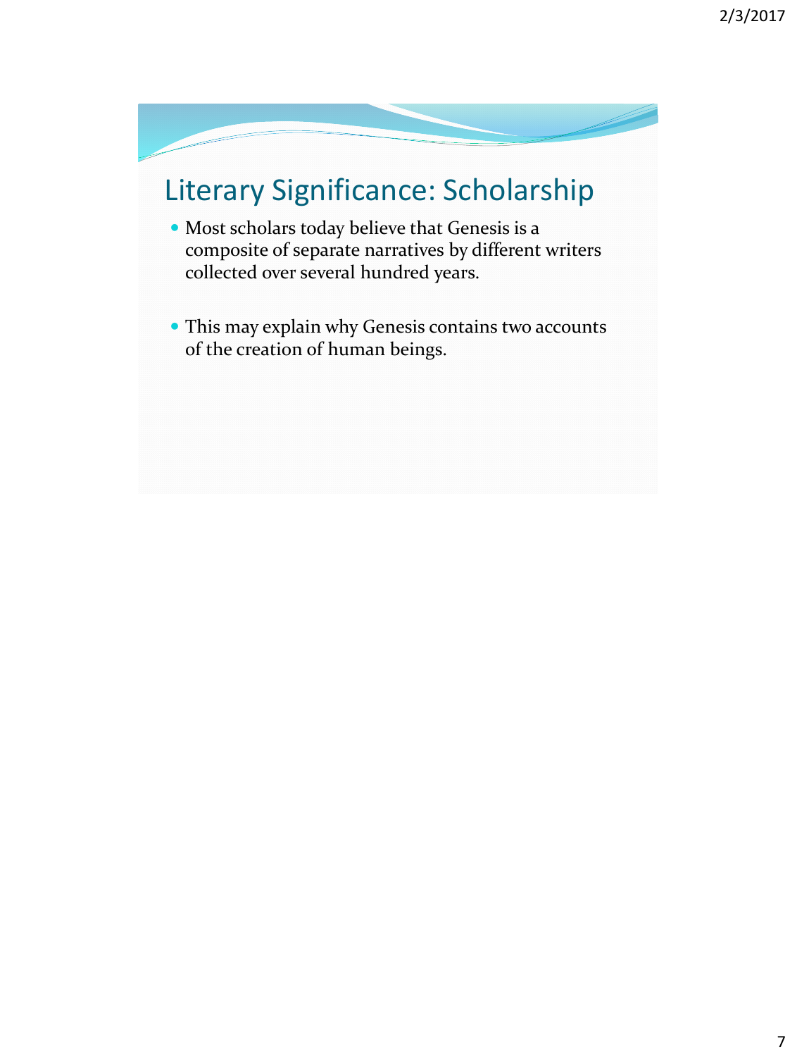## Literary Significance: Scholarship

- Most scholars today believe that Genesis is a composite of separate narratives by different writers collected over several hundred years.

- This may explain why Genesis contains two accounts of the creation of human beings.